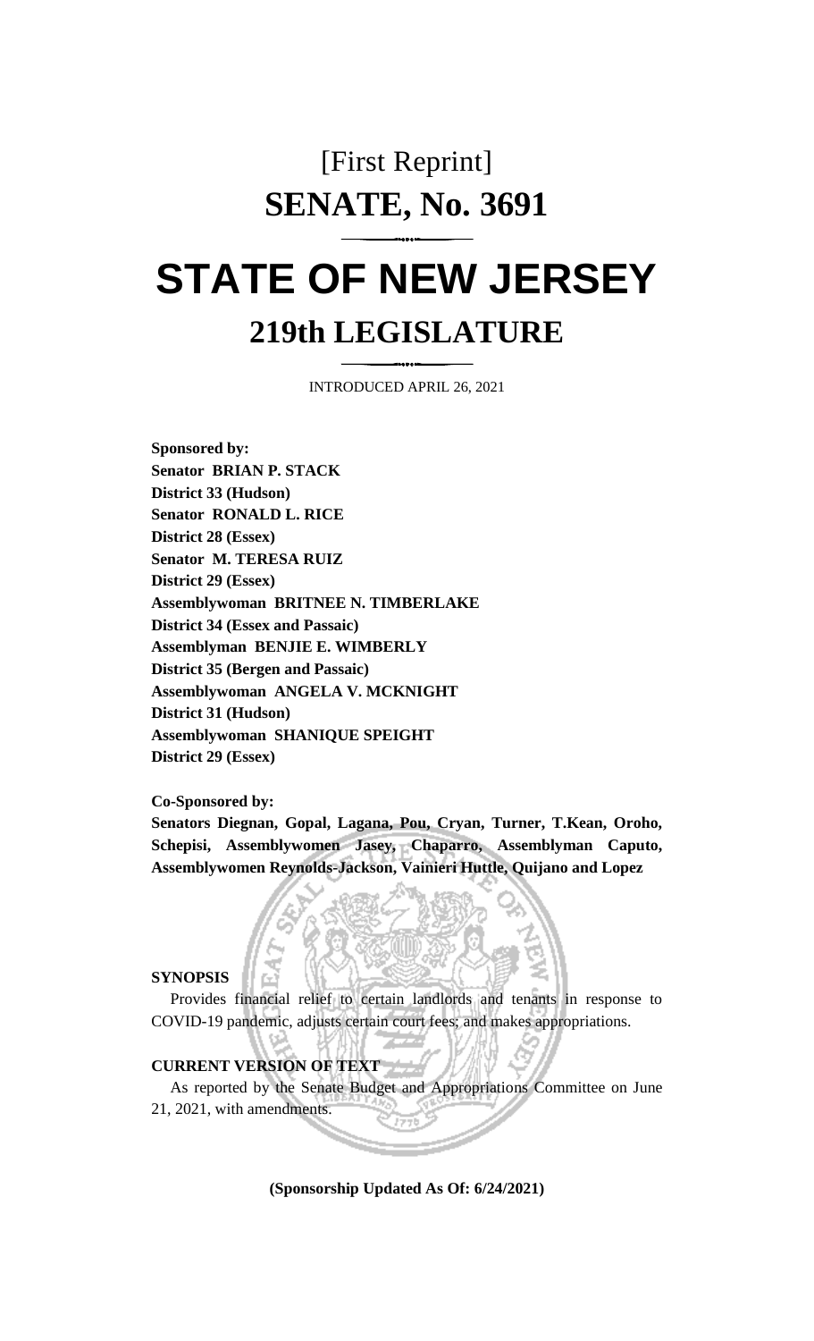# [First Reprint]

# SENATE, No. 3691

# STATE OF NEW JERSEY

## 219th LEGISLATURE

INTRODUCED APRIL 26, 2021

**Sponsored by:**
**Senator BRIAN P. STACK**
**District 33 (Hudson)**
**Senator RONALD L. RICE**
**District 28 (Essex)**
**Senator M. TERESA RUIZ**
**District 29 (Essex)**
**Assemblywoman BRITNEE N. TIMBERLAKE**
**District 34 (Essex and Passaic)**
**Assemblyman BENJIE E. WIMBERLY**
**District 35 (Bergen and Passaic)**
**Assemblywoman ANGELA V. MCKNIGHT**
**District 31 (Hudson)**
**Assemblywoman SHANIQUE SPEIGHT**
**District 29 (Essex)**

**Co-Sponsored by:**
**Senators Diegnan, Gopal, Lagana, Pou, Cryan, Turner, T.Kean, Oroho, Schepisi, Assemblywomen Jasey, Chaparro, Assemblyman Caputo, Assemblywomen Reynolds-Jackson, Vainieri Huttle, Quijano and Lopez**

**SYNOPSIS**

Provides financial relief to certain landlords and tenants in response to COVID-19 pandemic, adjusts certain court fees; and makes appropriations.

**CURRENT VERSION OF TEXT**

As reported by the Senate Budget and Appropriations Committee on June 21, 2021, with amendments.

**(Sponsorship Updated As Of: 6/24/2021)**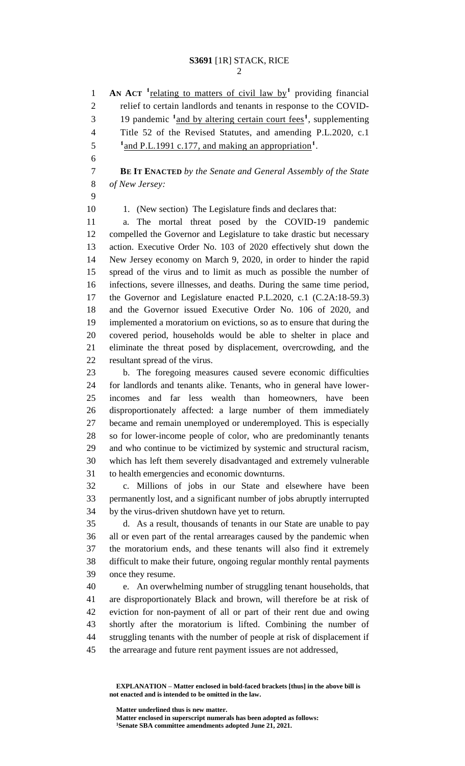AN ACT [1]relating to matters of civil law by[1] providing financial relief to certain landlords and tenants in response to the COVID-19 pandemic [1]and by altering certain court fees[1], supplementing Title 52 of the Revised Statutes, and amending P.L.2020, c.1 [1]and P.L.1991 c.177, and making an appropriation[1].

**BE IT ENACTED** *by the Senate and General Assembly of the State of New Jersey:*

1. (New section) The Legislature finds and declares that:

a. The mortal threat posed by the COVID-19 pandemic compelled the Governor and Legislature to take drastic but necessary action. Executive Order No. 103 of 2020 effectively shut down the New Jersey economy on March 9, 2020, in order to hinder the rapid spread of the virus and to limit as much as possible the number of infections, severe illnesses, and deaths. During the same time period, the Governor and Legislature enacted P.L.2020, c.1 (C.2A:18-59.3) and the Governor issued Executive Order No. 106 of 2020, and implemented a moratorium on evictions, so as to ensure that during the covered period, households would be able to shelter in place and eliminate the threat posed by displacement, overcrowding, and the resultant spread of the virus.

b. The foregoing measures caused severe economic difficulties for landlords and tenants alike. Tenants, who in general have lower-incomes and far less wealth than homeowners, have been disproportionately affected: a large number of them immediately became and remain unemployed or underemployed. This is especially so for lower-income people of color, who are predominantly tenants and who continue to be victimized by systemic and structural racism, which has left them severely disadvantaged and extremely vulnerable to health emergencies and economic downturns.

c. Millions of jobs in our State and elsewhere have been permanently lost, and a significant number of jobs abruptly interrupted by the virus-driven shutdown have yet to return.

d. As a result, thousands of tenants in our State are unable to pay all or even part of the rental arrearages caused by the pandemic when the moratorium ends, and these tenants will also find it extremely difficult to make their future, ongoing regular monthly rental payments once they resume.

e. An overwhelming number of struggling tenant households, that are disproportionately Black and brown, will therefore be at risk of eviction for non-payment of all or part of their rent due and owing shortly after the moratorium is lifted. Combining the number of struggling tenants with the number of people at risk of displacement if the arrearage and future rent payment issues are not addressed,

**EXPLANATION – Matter enclosed in bold-faced brackets [thus] in the above bill is not enacted and is intended to be omitted in the law.**

**Matter underlined thus is new matter.**
**Matter enclosed in superscript numerals has been adopted as follows:**
**[1]Senate SBA committee amendments adopted June 21, 2021.**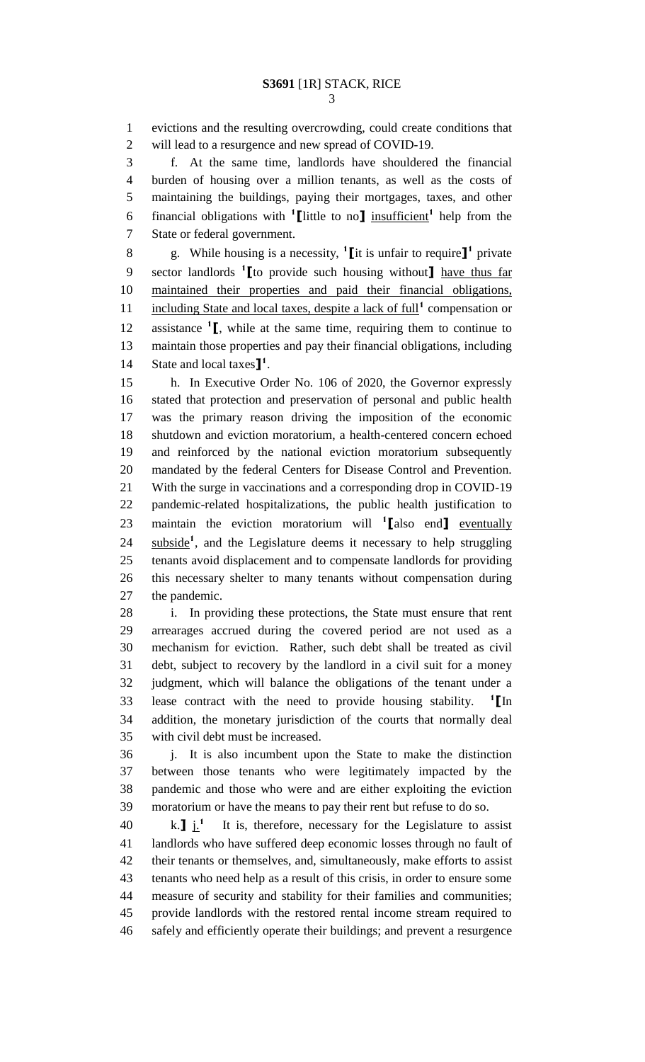evictions and the resulting overcrowding, could create conditions that will lead to a resurgence and new spread of COVID-19.

f. At the same time, landlords have shouldered the financial burden of housing over a million tenants, as well as the costs of maintaining the buildings, paying their mortgages, taxes, and other financial obligations with [1]【little to no】 insufficient[1] help from the State or federal government.

g. While housing is a necessity, [1]【it is unfair to require】[1] private sector landlords [1]【to provide such housing without】 have thus far maintained their properties and paid their financial obligations, including State and local taxes, despite a lack of full[1] compensation or assistance [1]【, while at the same time, requiring them to continue to maintain those properties and pay their financial obligations, including State and local taxes】[1].

h. In Executive Order No. 106 of 2020, the Governor expressly stated that protection and preservation of personal and public health was the primary reason driving the imposition of the economic shutdown and eviction moratorium, a health-centered concern echoed and reinforced by the national eviction moratorium subsequently mandated by the federal Centers for Disease Control and Prevention. With the surge in vaccinations and a corresponding drop in COVID-19 pandemic-related hospitalizations, the public health justification to maintain the eviction moratorium will [1]【also end】 eventually subside[1], and the Legislature deems it necessary to help struggling tenants avoid displacement and to compensate landlords for providing this necessary shelter to many tenants without compensation during the pandemic.

i. In providing these protections, the State must ensure that rent arrearages accrued during the covered period are not used as a mechanism for eviction. Rather, such debt shall be treated as civil debt, subject to recovery by the landlord in a civil suit for a money judgment, which will balance the obligations of the tenant under a lease contract with the need to provide housing stability. [1]【In addition, the monetary jurisdiction of the courts that normally deal with civil debt must be increased.

j. It is also incumbent upon the State to make the distinction between those tenants who were legitimately impacted by the pandemic and those who were and are either exploiting the eviction moratorium or have the means to pay their rent but refuse to do so.

k.】 j.[1] It is, therefore, necessary for the Legislature to assist landlords who have suffered deep economic losses through no fault of their tenants or themselves, and, simultaneously, make efforts to assist tenants who need help as a result of this crisis, in order to ensure some measure of security and stability for their families and communities; provide landlords with the restored rental income stream required to safely and efficiently operate their buildings; and prevent a resurgence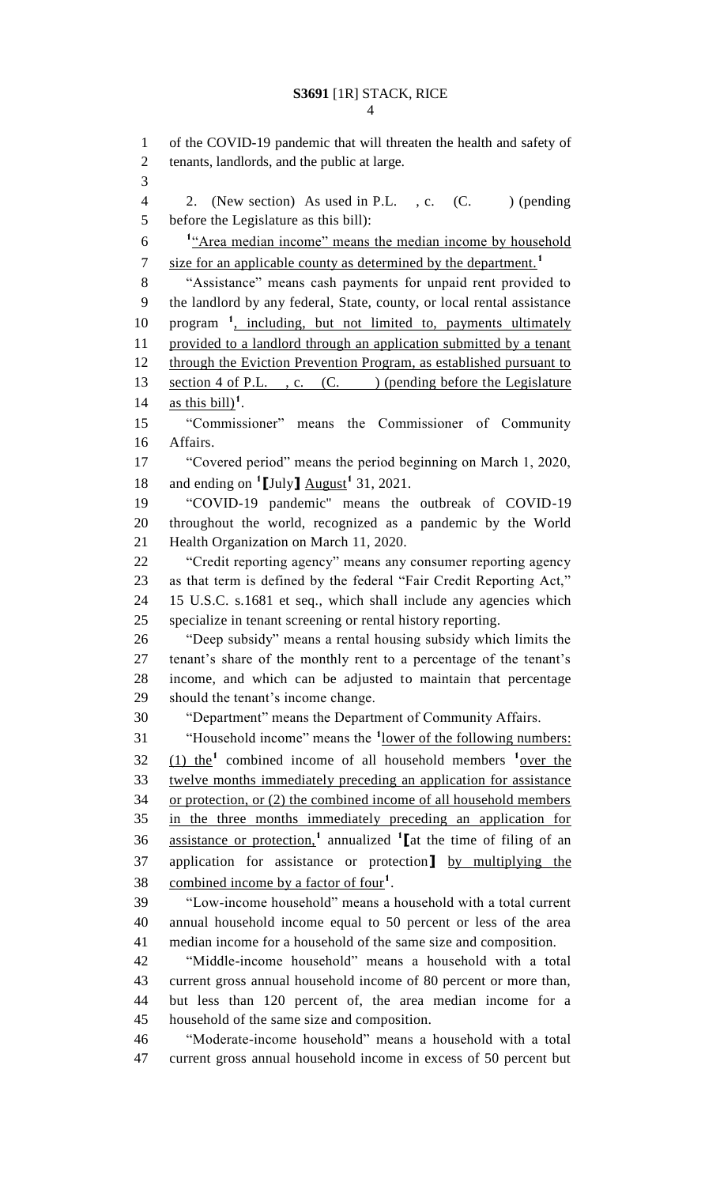of the COVID-19 pandemic that will threaten the health and safety of tenants, landlords, and the public at large.

2. (New section) As used in P.L. , c. (C. ) (pending before the Legislature as this bill):

[1]"Area median income" means the median income by household size for an applicable county as determined by the department.[1]

"Assistance" means cash payments for unpaid rent provided to the landlord by any federal, State, county, or local rental assistance program [1], including, but not limited to, payments ultimately provided to a landlord through an application submitted by a tenant through the Eviction Prevention Program, as established pursuant to section 4 of P.L. , c. (C. ) (pending before the Legislature as this bill)[1].

"Commissioner" means the Commissioner of Community Affairs.

"Covered period" means the period beginning on March 1, 2020, and ending on [1]⟦July⟧ August[1] 31, 2021.

"COVID-19 pandemic" means the outbreak of COVID-19 throughout the world, recognized as a pandemic by the World Health Organization on March 11, 2020.

"Credit reporting agency" means any consumer reporting agency as that term is defined by the federal "Fair Credit Reporting Act," 15 U.S.C. s.1681 et seq., which shall include any agencies which specialize in tenant screening or rental history reporting.

"Deep subsidy" means a rental housing subsidy which limits the tenant's share of the monthly rent to a percentage of the tenant's income, and which can be adjusted to maintain that percentage should the tenant's income change.

"Department" means the Department of Community Affairs.

"Household income" means the [1]lower of the following numbers: (1) the[1] combined income of all household members [1]over the twelve months immediately preceding an application for assistance or protection, or (2) the combined income of all household members in the three months immediately preceding an application for assistance or protection,[1] annualized [1]⟦at the time of filing of an application for assistance or protection⟧ by multiplying the combined income by a factor of four[1].

"Low-income household" means a household with a total current annual household income equal to 50 percent or less of the area median income for a household of the same size and composition.

"Middle-income household" means a household with a total current gross annual household income of 80 percent or more than, but less than 120 percent of, the area median income for a household of the same size and composition.

"Moderate-income household" means a household with a total current gross annual household income in excess of 50 percent but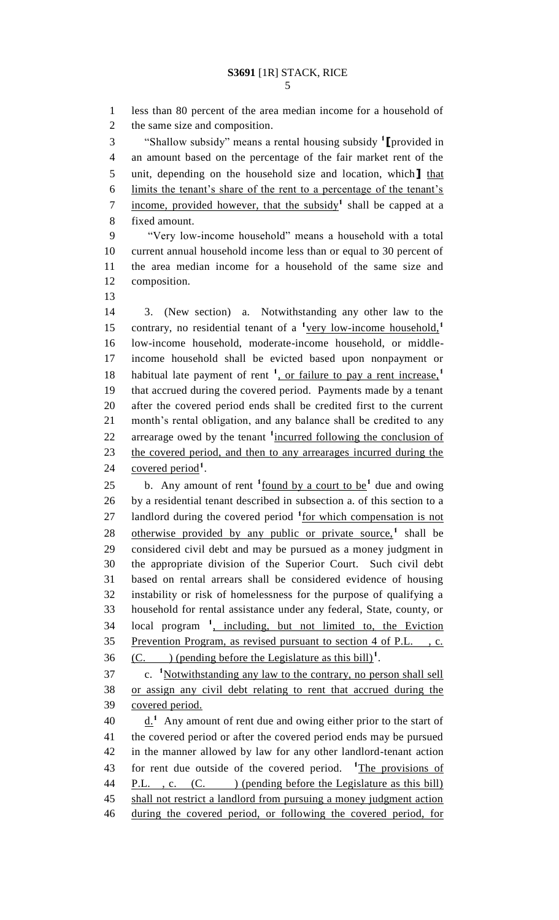less than 80 percent of the area median income for a household of the same size and composition.

"Shallow subsidy" means a rental housing subsidy [1]⟦provided in an amount based on the percentage of the fair market rent of the unit, depending on the household size and location, which⟧ that limits the tenant's share of the rent to a percentage of the tenant's income, provided however, that the subsidy[1] shall be capped at a fixed amount.

"Very low-income household" means a household with a total current annual household income less than or equal to 30 percent of the area median income for a household of the same size and composition.

3. (New section) a. Notwithstanding any other law to the contrary, no residential tenant of a [1]very low-income household,[1] low-income household, moderate-income household, or middle-income household shall be evicted based upon nonpayment or habitual late payment of rent [1], or failure to pay a rent increase,[1] that accrued during the covered period. Payments made by a tenant after the covered period ends shall be credited first to the current month's rental obligation, and any balance shall be credited to any arrearage owed by the tenant [1]incurred following the conclusion of the covered period, and then to any arrearages incurred during the covered period[1].

b. Any amount of rent [1]found by a court to be[1] due and owing by a residential tenant described in subsection a. of this section to a landlord during the covered period [1]for which compensation is not otherwise provided by any public or private source,[1] shall be considered civil debt and may be pursued as a money judgment in the appropriate division of the Superior Court. Such civil debt based on rental arrears shall be considered evidence of housing instability or risk of homelessness for the purpose of qualifying a household for rental assistance under any federal, State, county, or local program [1], including, but not limited to, the Eviction Prevention Program, as revised pursuant to section 4 of P.L. , c. (C. ) (pending before the Legislature as this bill)[1].

c. [1]Notwithstanding any law to the contrary, no person shall sell or assign any civil debt relating to rent that accrued during the covered period.

d.[1] Any amount of rent due and owing either prior to the start of the covered period or after the covered period ends may be pursued in the manner allowed by law for any other landlord-tenant action for rent due outside of the covered period. [1]The provisions of P.L. , c. (C. ) (pending before the Legislature as this bill) shall not restrict a landlord from pursuing a money judgment action during the covered period, or following the covered period, for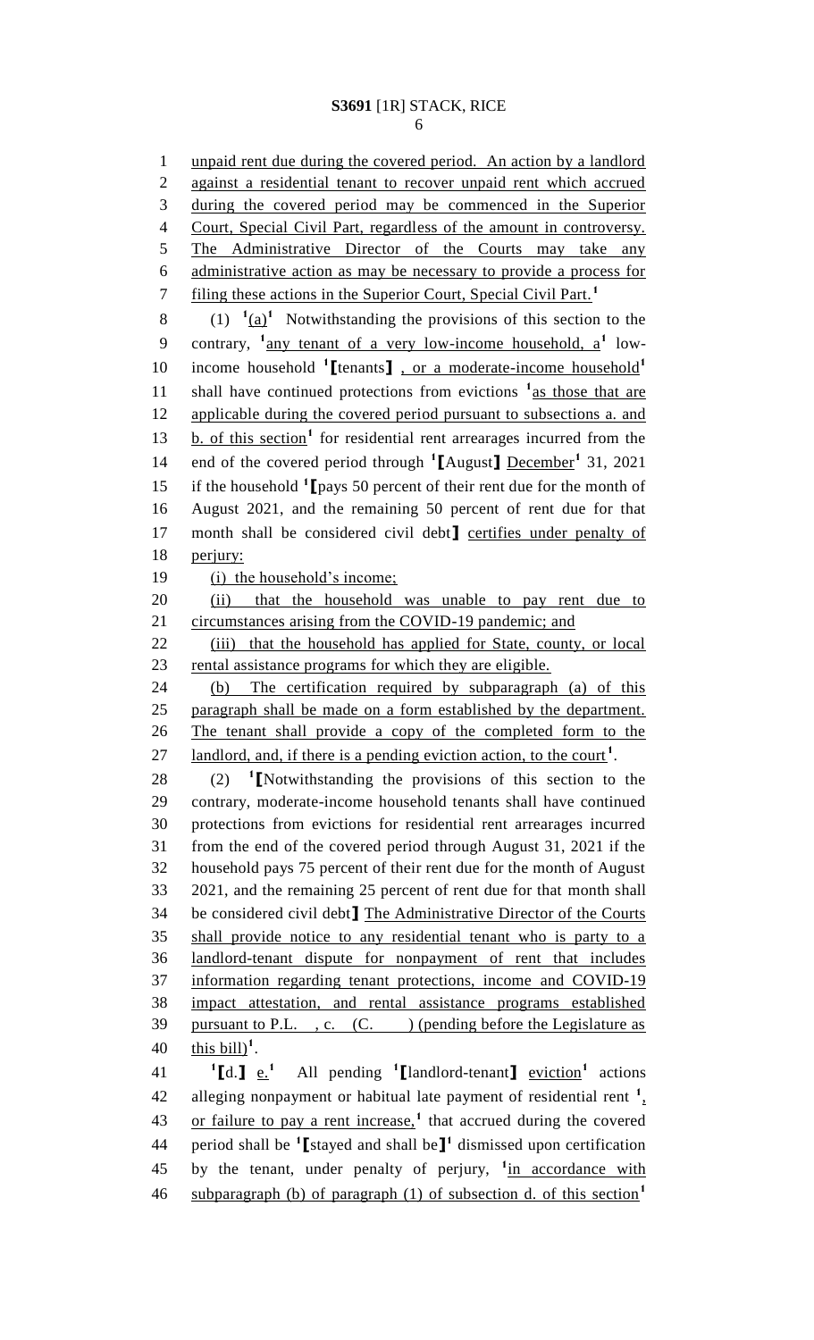unpaid rent due during the covered period. An action by a landlord against a residential tenant to recover unpaid rent which accrued during the covered period may be commenced in the Superior Court, Special Civil Part, regardless of the amount in controversy. The Administrative Director of the Courts may take any administrative action as may be necessary to provide a process for filing these actions in the Superior Court, Special Civil Part.[1]

(1) [1](a)[1] Notwithstanding the provisions of this section to the contrary, [1]any tenant of a very low-income household, a[1] low-income household [1]【tenants】, or a moderate-income household[1] shall have continued protections from evictions [1]as those that are applicable during the covered period pursuant to subsections a. and b. of this section[1] for residential rent arrearages incurred from the end of the covered period through [1]【August】 December[1] 31, 2021 if the household [1]【pays 50 percent of their rent due for the month of August 2021, and the remaining 50 percent of rent due for that month shall be considered civil debt】 certifies under penalty of perjury:

(i) the household's income;

(ii) that the household was unable to pay rent due to circumstances arising from the COVID-19 pandemic; and

(iii) that the household has applied for State, county, or local rental assistance programs for which they are eligible.

(b) The certification required by subparagraph (a) of this paragraph shall be made on a form established by the department. The tenant shall provide a copy of the completed form to the landlord, and, if there is a pending eviction action, to the court[1].

(2) [1]【Notwithstanding the provisions of this section to the contrary, moderate-income household tenants shall have continued protections from evictions for residential rent arrearages incurred from the end of the covered period through August 31, 2021 if the household pays 75 percent of their rent due for the month of August 2021, and the remaining 25 percent of rent due for that month shall be considered civil debt】 The Administrative Director of the Courts shall provide notice to any residential tenant who is party to a landlord-tenant dispute for nonpayment of rent that includes information regarding tenant protections, income and COVID-19 impact attestation, and rental assistance programs established pursuant to P.L. , c. (C. ) (pending before the Legislature as this bill)[1].

[1]【d.】 e.[1] All pending [1]【landlord-tenant】 eviction[1] actions alleging nonpayment or habitual late payment of residential rent [1], or failure to pay a rent increase,[1] that accrued during the covered period shall be [1]【stayed and shall be】[1] dismissed upon certification by the tenant, under penalty of perjury, [1]in accordance with subparagraph (b) of paragraph (1) of subsection d. of this section[1]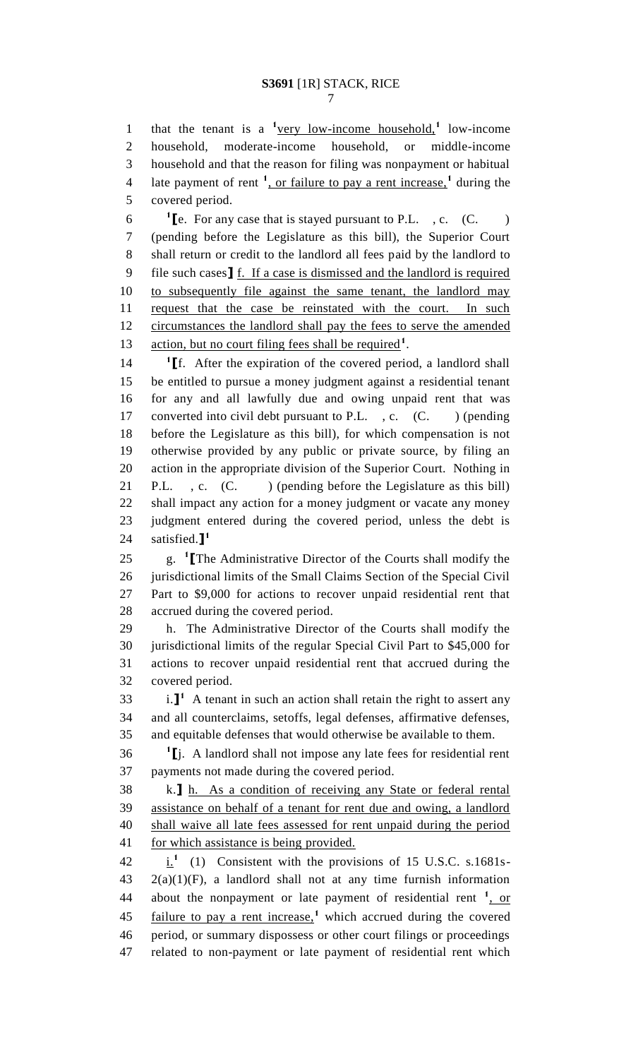that the tenant is a [1]very low-income household,[1] low-income household, moderate-income household, or middle-income household and that the reason for filing was nonpayment or habitual late payment of rent [1], or failure to pay a rent increase,[1] during the covered period.

[1][e. For any case that is stayed pursuant to P.L. , c. (C. ) (pending before the Legislature as this bill), the Superior Court shall return or credit to the landlord all fees paid by the landlord to file such cases] f. If a case is dismissed and the landlord is required to subsequently file against the same tenant, the landlord may request that the case be reinstated with the court. In such circumstances the landlord shall pay the fees to serve the amended action, but no court filing fees shall be required[1].

[1][f. After the expiration of the covered period, a landlord shall be entitled to pursue a money judgment against a residential tenant for any and all lawfully due and owing unpaid rent that was converted into civil debt pursuant to P.L. , c. (C. ) (pending before the Legislature as this bill), for which compensation is not otherwise provided by any public or private source, by filing an action in the appropriate division of the Superior Court. Nothing in P.L. , c. (C. ) (pending before the Legislature as this bill) shall impact any action for a money judgment or vacate any money judgment entered during the covered period, unless the debt is satisfied.][1]

g. [1][The Administrative Director of the Courts shall modify the jurisdictional limits of the Small Claims Section of the Special Civil Part to $9,000 for actions to recover unpaid residential rent that accrued during the covered period.

h. The Administrative Director of the Courts shall modify the jurisdictional limits of the regular Special Civil Part to $45,000 for actions to recover unpaid residential rent that accrued during the covered period.

i.][1] A tenant in such an action shall retain the right to assert any and all counterclaims, setoffs, legal defenses, affirmative defenses, and equitable defenses that would otherwise be available to them.

[1][j. A landlord shall not impose any late fees for residential rent payments not made during the covered period.

k.] h. As a condition of receiving any State or federal rental assistance on behalf of a tenant for rent due and owing, a landlord shall waive all late fees assessed for rent unpaid during the period for which assistance is being provided.

i.[1] (1) Consistent with the provisions of 15 U.S.C. s.1681s-2(a)(1)(F), a landlord shall not at any time furnish information about the nonpayment or late payment of residential rent [1], or failure to pay a rent increase,[1] which accrued during the covered period, or summary dispossess or other court filings or proceedings related to non-payment or late payment of residential rent which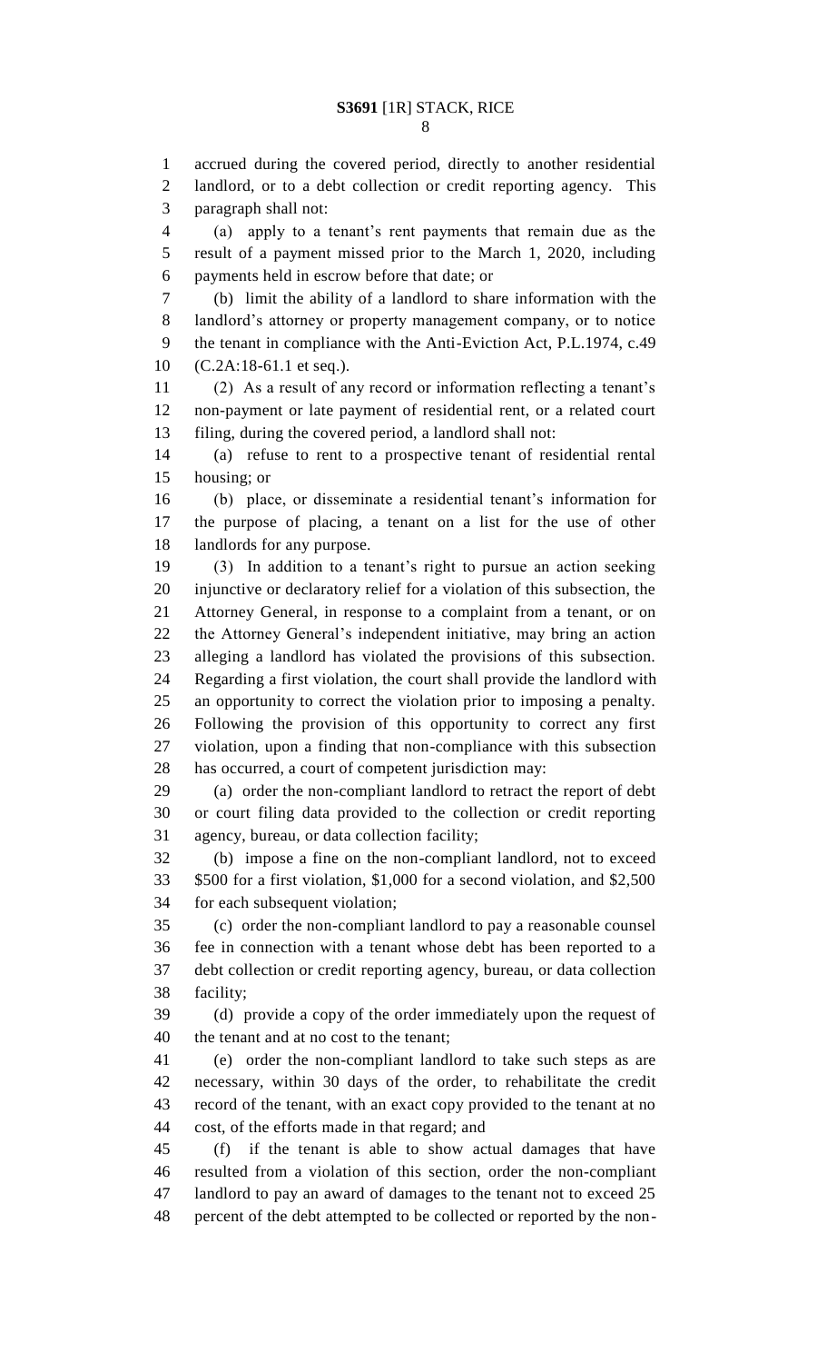accrued during the covered period, directly to another residential landlord, or to a debt collection or credit reporting agency. This paragraph shall not:

(a) apply to a tenant's rent payments that remain due as the result of a payment missed prior to the March 1, 2020, including payments held in escrow before that date; or

(b) limit the ability of a landlord to share information with the landlord's attorney or property management company, or to notice the tenant in compliance with the Anti-Eviction Act, P.L.1974, c.49 (C.2A:18-61.1 et seq.).

(2) As a result of any record or information reflecting a tenant's non-payment or late payment of residential rent, or a related court filing, during the covered period, a landlord shall not:

(a) refuse to rent to a prospective tenant of residential rental housing; or

(b) place, or disseminate a residential tenant's information for the purpose of placing, a tenant on a list for the use of other landlords for any purpose.

(3) In addition to a tenant's right to pursue an action seeking injunctive or declaratory relief for a violation of this subsection, the Attorney General, in response to a complaint from a tenant, or on the Attorney General's independent initiative, may bring an action alleging a landlord has violated the provisions of this subsection. Regarding a first violation, the court shall provide the landlord with an opportunity to correct the violation prior to imposing a penalty. Following the provision of this opportunity to correct any first violation, upon a finding that non-compliance with this subsection has occurred, a court of competent jurisdiction may:

(a) order the non-compliant landlord to retract the report of debt or court filing data provided to the collection or credit reporting agency, bureau, or data collection facility;

(b) impose a fine on the non-compliant landlord, not to exceed $500 for a first violation, $1,000 for a second violation, and $2,500 for each subsequent violation;

(c) order the non-compliant landlord to pay a reasonable counsel fee in connection with a tenant whose debt has been reported to a debt collection or credit reporting agency, bureau, or data collection facility;

(d) provide a copy of the order immediately upon the request of the tenant and at no cost to the tenant;

(e) order the non-compliant landlord to take such steps as are necessary, within 30 days of the order, to rehabilitate the credit record of the tenant, with an exact copy provided to the tenant at no cost, of the efforts made in that regard; and

(f) if the tenant is able to show actual damages that have resulted from a violation of this section, order the non-compliant landlord to pay an award of damages to the tenant not to exceed 25 percent of the debt attempted to be collected or reported by the non-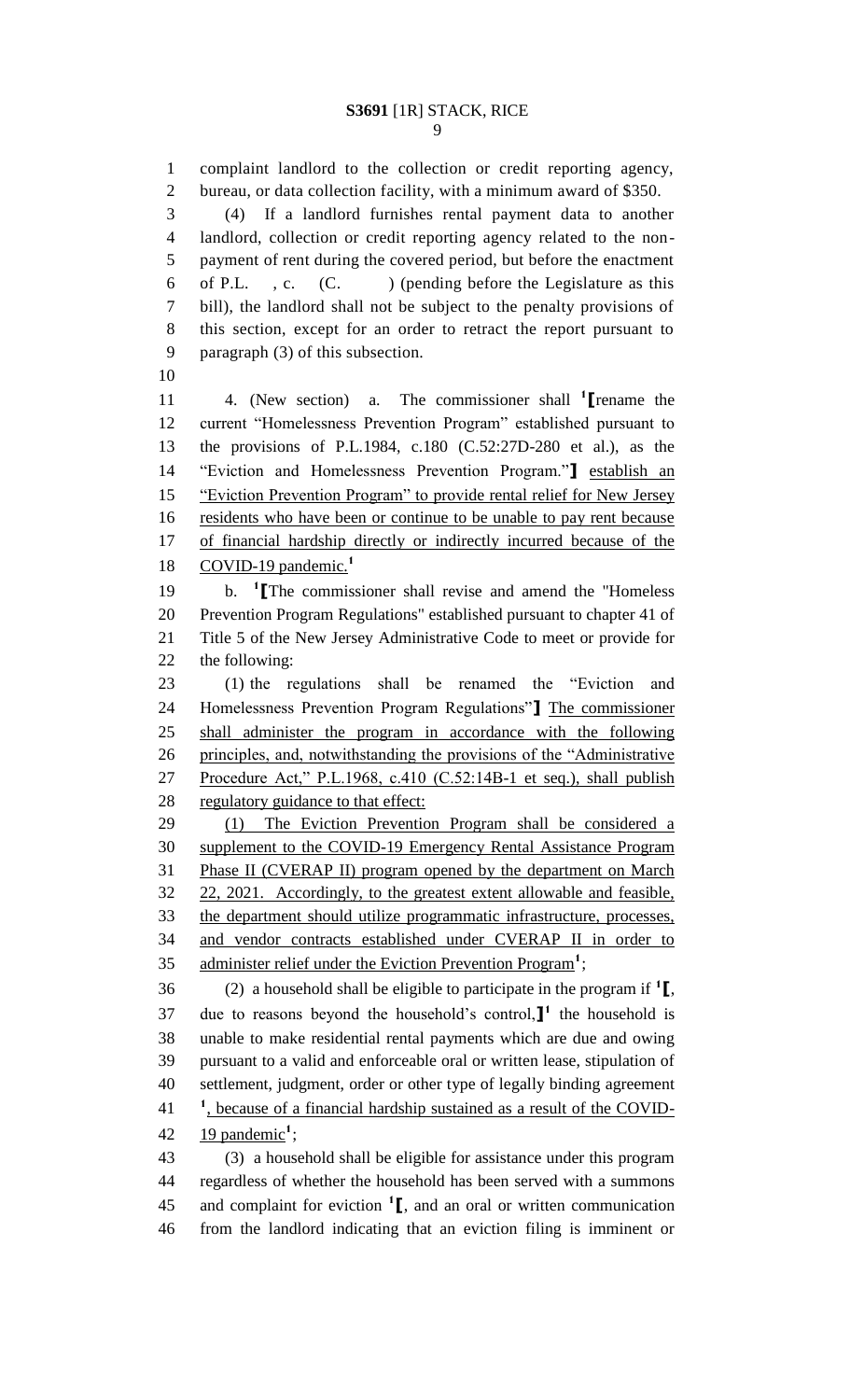complaint landlord to the collection or credit reporting agency, bureau, or data collection facility, with a minimum award of $350.

(4) If a landlord furnishes rental payment data to another landlord, collection or credit reporting agency related to the non-payment of rent during the covered period, but before the enactment of P.L. , c. (C. ) (pending before the Legislature as this bill), the landlord shall not be subject to the penalty provisions of this section, except for an order to retract the report pursuant to paragraph (3) of this subsection.

4. (New section) a. The commissioner shall [1]⟦rename the current "Homelessness Prevention Program" established pursuant to the provisions of P.L.1984, c.180 (C.52:27D-280 et al.), as the "Eviction and Homelessness Prevention Program."⟧ establish an "Eviction Prevention Program" to provide rental relief for New Jersey residents who have been or continue to be unable to pay rent because of financial hardship directly or indirectly incurred because of the COVID-19 pandemic.[1]

b. [1]⟦The commissioner shall revise and amend the "Homeless Prevention Program Regulations" established pursuant to chapter 41 of Title 5 of the New Jersey Administrative Code to meet or provide for the following:

(1) the regulations shall be renamed the "Eviction and Homelessness Prevention Program Regulations"⟧ The commissioner shall administer the program in accordance with the following principles, and, notwithstanding the provisions of the "Administrative Procedure Act," P.L.1968, c.410 (C.52:14B-1 et seq.), shall publish regulatory guidance to that effect:

(1) The Eviction Prevention Program shall be considered a supplement to the COVID-19 Emergency Rental Assistance Program Phase II (CVERAP II) program opened by the department on March 22, 2021. Accordingly, to the greatest extent allowable and feasible, the department should utilize programmatic infrastructure, processes, and vendor contracts established under CVERAP II in order to administer relief under the Eviction Prevention Program[1];

(2) a household shall be eligible to participate in the program if [1]⟦, due to reasons beyond the household's control,⟧[1] the household is unable to make residential rental payments which are due and owing pursuant to a valid and enforceable oral or written lease, stipulation of settlement, judgment, order or other type of legally binding agreement [1], because of a financial hardship sustained as a result of the COVID-19 pandemic[1];

(3) a household shall be eligible for assistance under this program regardless of whether the household has been served with a summons and complaint for eviction [1]⟦, and an oral or written communication from the landlord indicating that an eviction filing is imminent or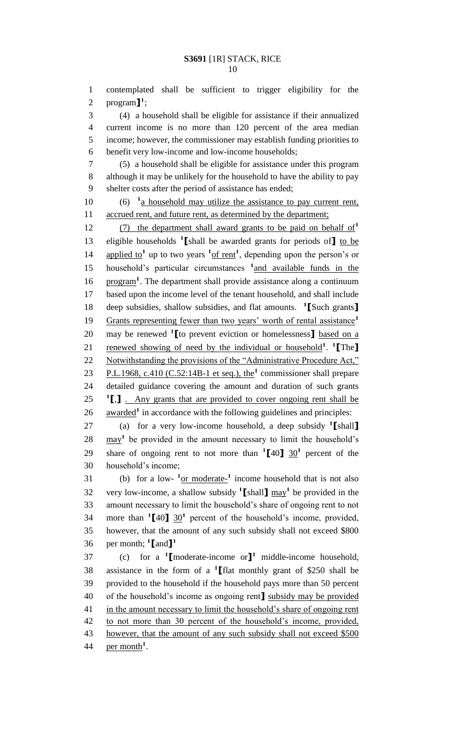contemplated shall be sufficient to trigger eligibility for the program]¹;

(4) a household shall be eligible for assistance if their annualized current income is no more than 120 percent of the area median income; however, the commissioner may establish funding priorities to benefit very low-income and low-income households;

(5) a household shall be eligible for assistance under this program although it may be unlikely for the household to have the ability to pay shelter costs after the period of assistance has ended;

(6) ¹a household may utilize the assistance to pay current rent, accrued rent, and future rent, as determined by the department;

(7) the department shall award grants to be paid on behalf of¹ eligible households ¹[shall be awarded grants for periods of] to be applied to¹ up to two years ¹of rent¹, depending upon the person's or household's particular circumstances ¹and available funds in the program¹. The department shall provide assistance along a continuum based upon the income level of the tenant household, and shall include deep subsidies, shallow subsidies, and flat amounts. ¹[Such grants] Grants representing fewer than two years' worth of rental assistance¹ may be renewed ¹[to prevent eviction or homelessness] based on a renewed showing of need by the individual or household¹. ¹[The] Notwithstanding the provisions of the "Administrative Procedure Act," P.L.1968, c.410 (C.52:14B-1 et seq.), the¹ commissioner shall prepare detailed guidance covering the amount and duration of such grants ¹[,] . Any grants that are provided to cover ongoing rent shall be awarded¹ in accordance with the following guidelines and principles:

(a) for a very low-income household, a deep subsidy ¹[shall] may¹ be provided in the amount necessary to limit the household's share of ongoing rent to not more than ¹[40] 30¹ percent of the household's income;

(b) for a low- ¹or moderate-¹ income household that is not also very low-income, a shallow subsidy ¹[shall] may¹ be provided in the amount necessary to limit the household's share of ongoing rent to not more than ¹[40] 30¹ percent of the household's income, provided, however, that the amount of any such subsidy shall not exceed $800 per month; ¹[and]¹

(c) for a ¹[moderate-income or]¹ middle-income household, assistance in the form of a ¹[flat monthly grant of $250 shall be provided to the household if the household pays more than 50 percent of the household's income as ongoing rent] subsidy may be provided in the amount necessary to limit the household's share of ongoing rent to not more than 30 percent of the household's income, provided, however, that the amount of any such subsidy shall not exceed $500 per month¹.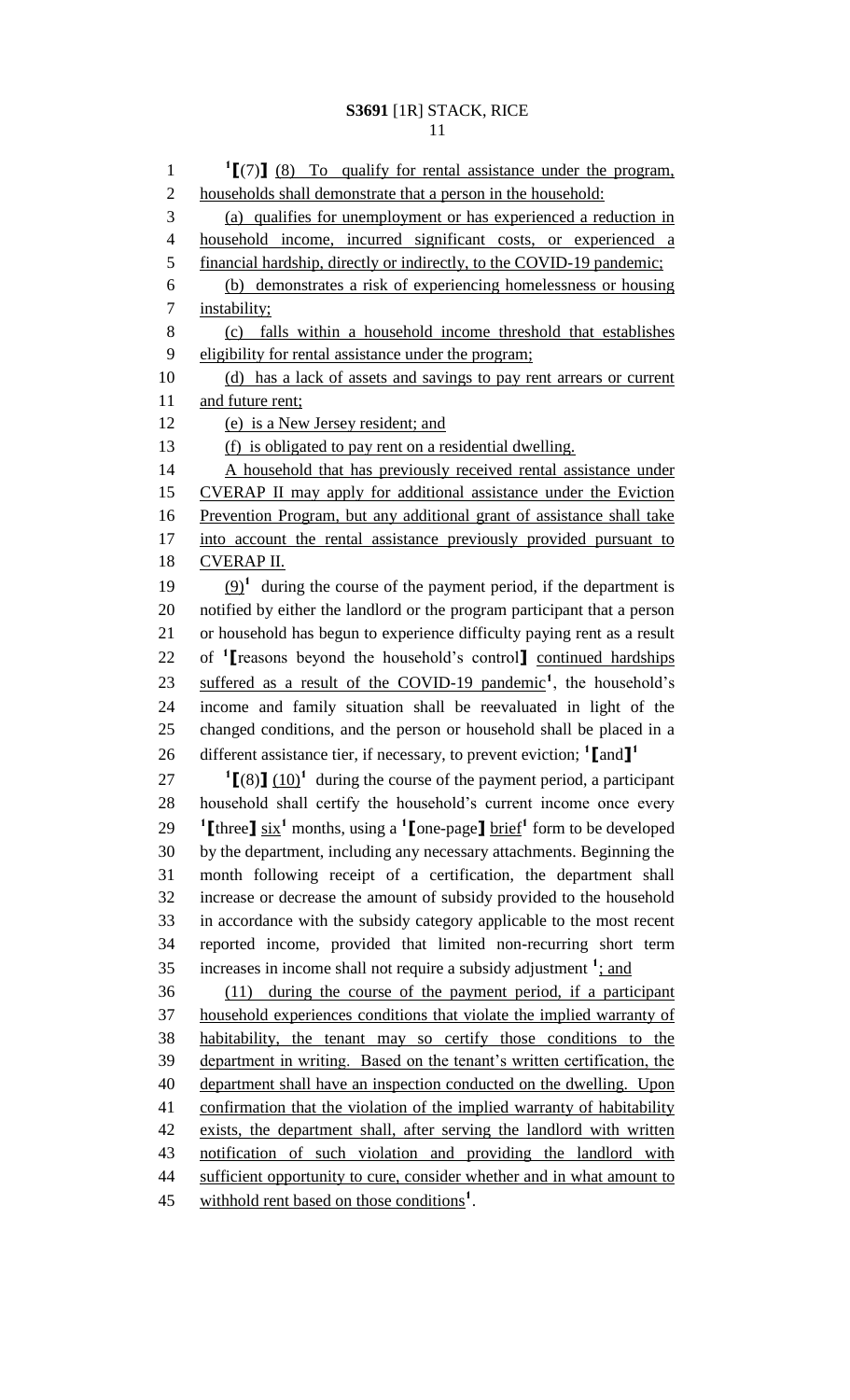[1]⟦(7)⟧ (8) To qualify for rental assistance under the program, households shall demonstrate that a person in the household:

(a) qualifies for unemployment or has experienced a reduction in household income, incurred significant costs, or experienced a financial hardship, directly or indirectly, to the COVID-19 pandemic;

(b) demonstrates a risk of experiencing homelessness or housing instability;

(c) falls within a household income threshold that establishes eligibility for rental assistance under the program;

(d) has a lack of assets and savings to pay rent arrears or current and future rent;

(e) is a New Jersey resident; and

(f) is obligated to pay rent on a residential dwelling.

A household that has previously received rental assistance under CVERAP II may apply for additional assistance under the Eviction Prevention Program, but any additional grant of assistance shall take into account the rental assistance previously provided pursuant to CVERAP II.

(9)[1] during the course of the payment period, if the department is notified by either the landlord or the program participant that a person or household has begun to experience difficulty paying rent as a result of [1]⟦reasons beyond the household's control⟧ continued hardships suffered as a result of the COVID-19 pandemic[1], the household's income and family situation shall be reevaluated in light of the changed conditions, and the person or household shall be placed in a different assistance tier, if necessary, to prevent eviction; [1]⟦and⟧[1]

[1]⟦(8)⟧ (10)[1] during the course of the payment period, a participant household shall certify the household's current income once every [1]⟦three⟧ six[1] months, using a [1]⟦one-page⟧ brief[1] form to be developed by the department, including any necessary attachments. Beginning the month following receipt of a certification, the department shall increase or decrease the amount of subsidy provided to the household in accordance with the subsidy category applicable to the most recent reported income, provided that limited non-recurring short term increases in income shall not require a subsidy adjustment [1]; and

(11) during the course of the payment period, if a participant household experiences conditions that violate the implied warranty of habitability, the tenant may so certify those conditions to the department in writing. Based on the tenant's written certification, the department shall have an inspection conducted on the dwelling. Upon confirmation that the violation of the implied warranty of habitability exists, the department shall, after serving the landlord with written notification of such violation and providing the landlord with sufficient opportunity to cure, consider whether and in what amount to withhold rent based on those conditions[1].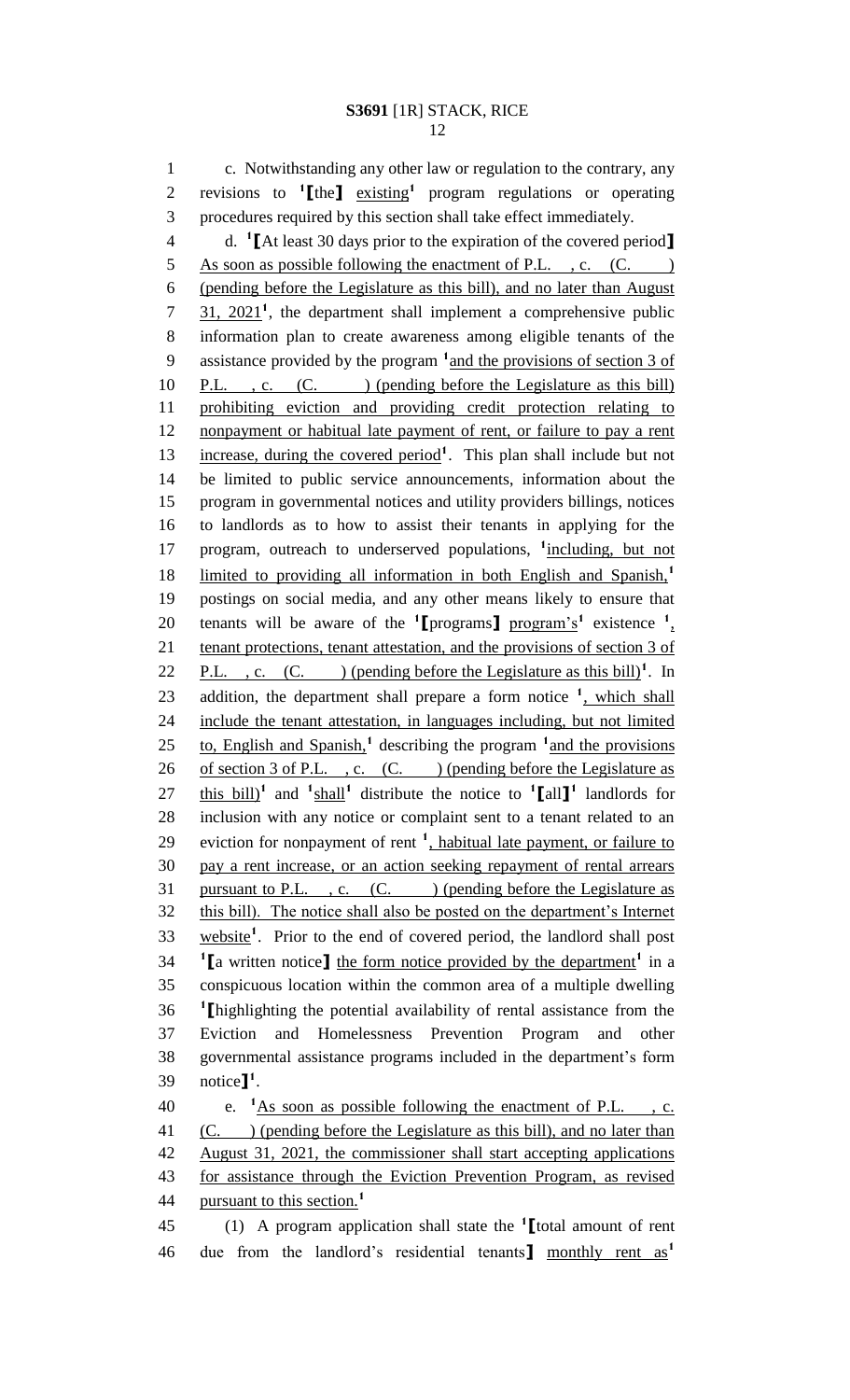c. Notwithstanding any other law or regulation to the contrary, any revisions to [1]【the】 existing[1] program regulations or operating procedures required by this section shall take effect immediately.

d. [1]【At least 30 days prior to the expiration of the covered period】 As soon as possible following the enactment of P.L. , c. (C. ) (pending before the Legislature as this bill), and no later than August 31, 2021[1], the department shall implement a comprehensive public information plan to create awareness among eligible tenants of the assistance provided by the program [1]and the provisions of section 3 of P.L. , c. (C. ) (pending before the Legislature as this bill) prohibiting eviction and providing credit protection relating to nonpayment or habitual late payment of rent, or failure to pay a rent increase, during the covered period[1]. This plan shall include but not be limited to public service announcements, information about the program in governmental notices and utility providers billings, notices to landlords as to how to assist their tenants in applying for the program, outreach to underserved populations, [1]including, but not limited to providing all information in both English and Spanish,[1] postings on social media, and any other means likely to ensure that tenants will be aware of the [1]【programs】 program's[1] existence [1], tenant protections, tenant attestation, and the provisions of section 3 of P.L. , c. (C. ) (pending before the Legislature as this bill)[1]. In addition, the department shall prepare a form notice [1], which shall include the tenant attestation, in languages including, but not limited to, English and Spanish,[1] describing the program [1]and the provisions of section 3 of P.L. , c. (C. ) (pending before the Legislature as this bill)[1] and [1]shall[1] distribute the notice to [1]【all】[1] landlords for inclusion with any notice or complaint sent to a tenant related to an eviction for nonpayment of rent [1], habitual late payment, or failure to pay a rent increase, or an action seeking repayment of rental arrears pursuant to P.L. , c. (C. ) (pending before the Legislature as this bill). The notice shall also be posted on the department's Internet website[1]. Prior to the end of covered period, the landlord shall post [1]【a written notice】 the form notice provided by the department[1] in a conspicuous location within the common area of a multiple dwelling [1]【highlighting the potential availability of rental assistance from the Eviction and Homelessness Prevention Program and other governmental assistance programs included in the department's form notice】[1].

e. [1]As soon as possible following the enactment of P.L. , c. (C. ) (pending before the Legislature as this bill), and no later than August 31, 2021, the commissioner shall start accepting applications for assistance through the Eviction Prevention Program, as revised pursuant to this section.[1]

(1) A program application shall state the [1]【total amount of rent due from the landlord's residential tenants】 monthly rent as[1]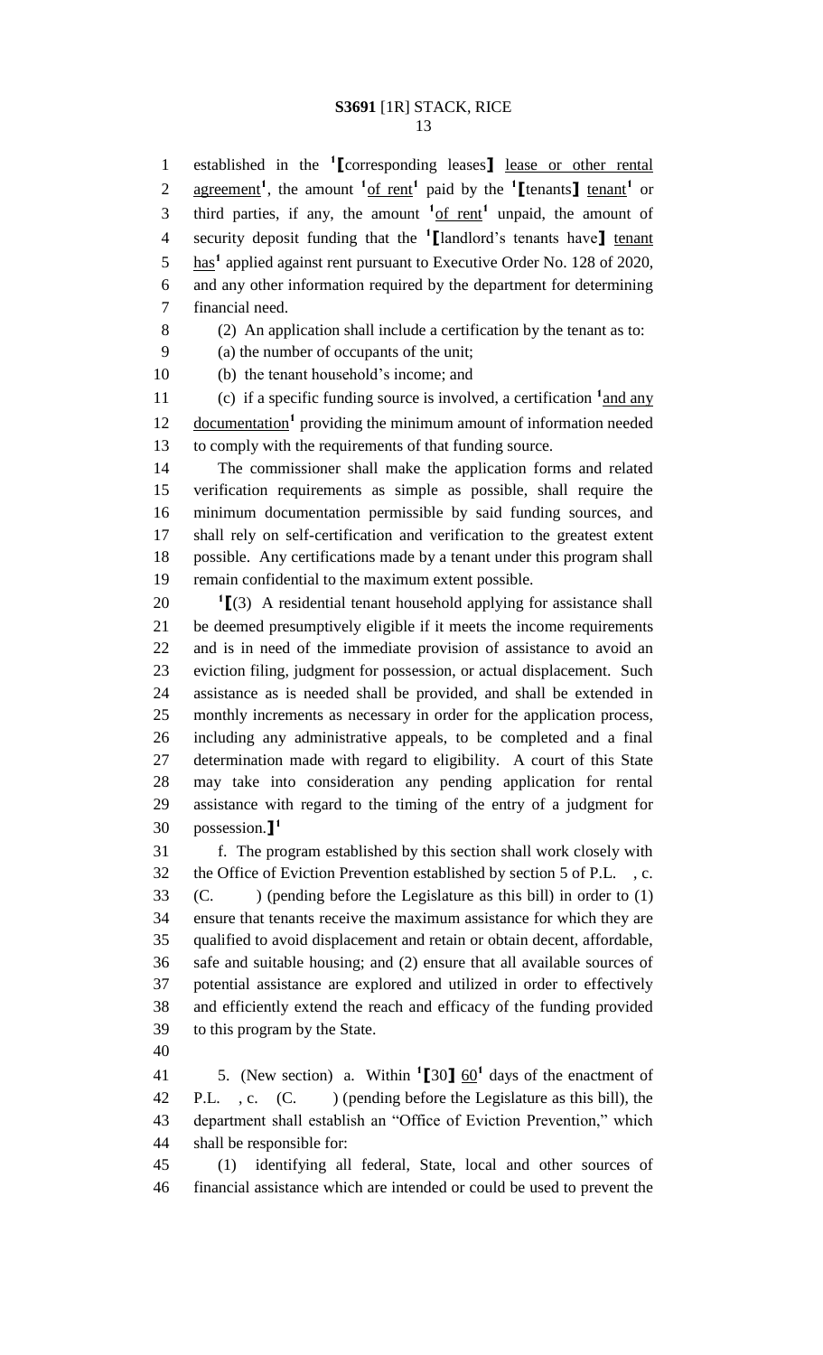established in the [1]⟦corresponding leases⟧ lease or other rental agreement[1], the amount [1]of rent[1] paid by the [1]⟦tenants⟧ tenant[1] or third parties, if any, the amount [1]of rent[1] unpaid, the amount of security deposit funding that the [1]⟦landlord's tenants have⟧ tenant has[1] applied against rent pursuant to Executive Order No. 128 of 2020, and any other information required by the department for determining financial need.

(2) An application shall include a certification by the tenant as to:

(a) the number of occupants of the unit;

(b) the tenant household's income; and

(c) if a specific funding source is involved, a certification [1]and any documentation[1] providing the minimum amount of information needed to comply with the requirements of that funding source.

The commissioner shall make the application forms and related verification requirements as simple as possible, shall require the minimum documentation permissible by said funding sources, and shall rely on self-certification and verification to the greatest extent possible. Any certifications made by a tenant under this program shall remain confidential to the maximum extent possible.

[1]⟦(3) A residential tenant household applying for assistance shall be deemed presumptively eligible if it meets the income requirements and is in need of the immediate provision of assistance to avoid an eviction filing, judgment for possession, or actual displacement. Such assistance as is needed shall be provided, and shall be extended in monthly increments as necessary in order for the application process, including any administrative appeals, to be completed and a final determination made with regard to eligibility. A court of this State may take into consideration any pending application for rental assistance with regard to the timing of the entry of a judgment for possession.⟧[1]

f. The program established by this section shall work closely with the Office of Eviction Prevention established by section 5 of P.L. , c. (C. ) (pending before the Legislature as this bill) in order to (1) ensure that tenants receive the maximum assistance for which they are qualified to avoid displacement and retain or obtain decent, affordable, safe and suitable housing; and (2) ensure that all available sources of potential assistance are explored and utilized in order to effectively and efficiently extend the reach and efficacy of the funding provided to this program by the State.

5. (New section) a. Within [1]⟦30⟧ 60[1] days of the enactment of P.L. , c. (C. ) (pending before the Legislature as this bill), the department shall establish an "Office of Eviction Prevention," which shall be responsible for:

(1) identifying all federal, State, local and other sources of financial assistance which are intended or could be used to prevent the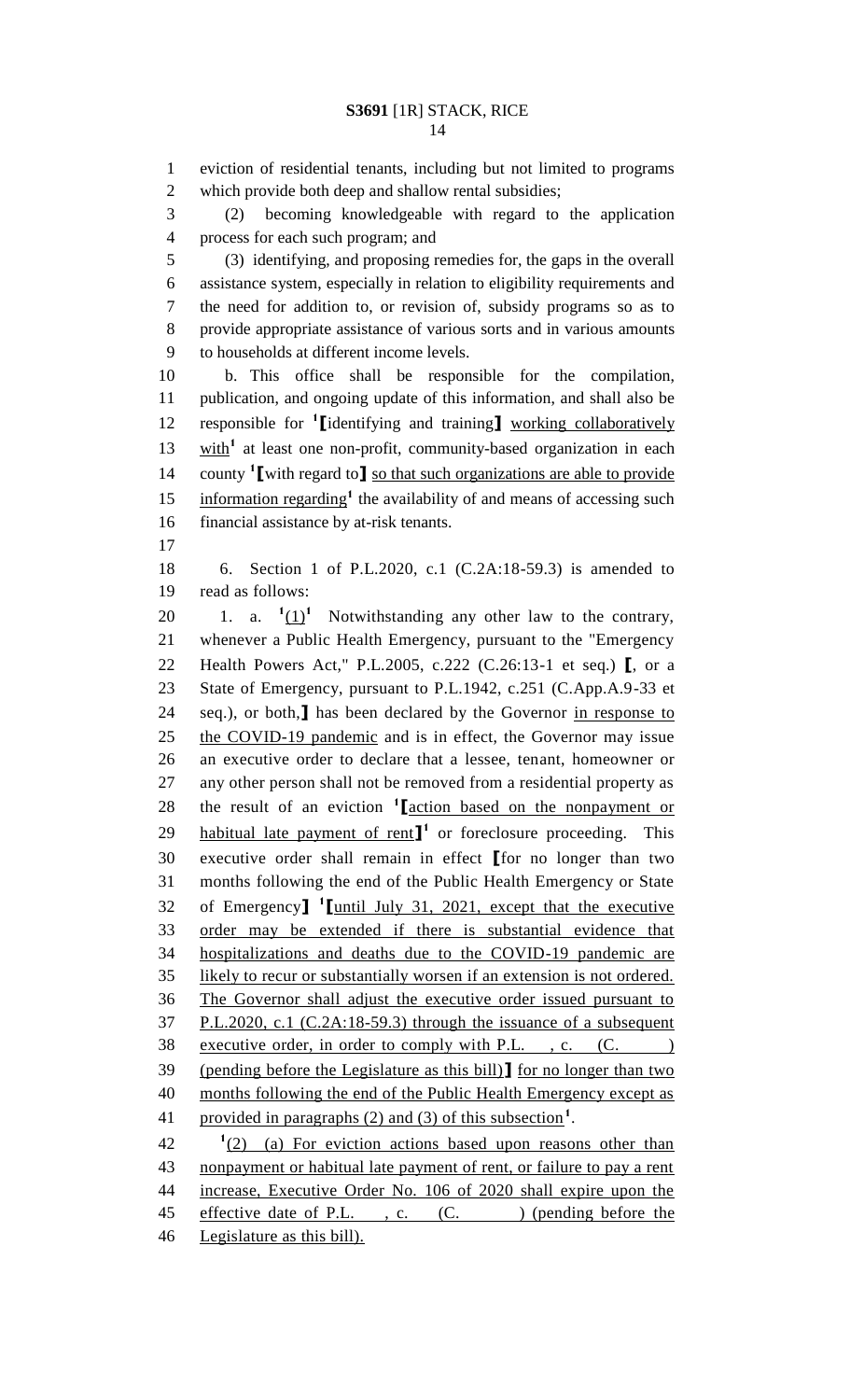eviction of residential tenants, including but not limited to programs which provide both deep and shallow rental subsidies;

(2) becoming knowledgeable with regard to the application process for each such program; and

(3) identifying, and proposing remedies for, the gaps in the overall assistance system, especially in relation to eligibility requirements and the need for addition to, or revision of, subsidy programs so as to provide appropriate assistance of various sorts and in various amounts to households at different income levels.

b. This office shall be responsible for the compilation, publication, and ongoing update of this information, and shall also be responsible for [1]⟦identifying and training⟧ working collaboratively with[1] at least one non-profit, community-based organization in each county [1]⟦with regard to⟧ so that such organizations are able to provide information regarding[1] the availability of and means of accessing such financial assistance by at-risk tenants.

6. Section 1 of P.L.2020, c.1 (C.2A:18-59.3) is amended to read as follows:

1. a. [1](1)[1] Notwithstanding any other law to the contrary, whenever a Public Health Emergency, pursuant to the "Emergency Health Powers Act," P.L.2005, c.222 (C.26:13-1 et seq.) ⟦, or a State of Emergency, pursuant to P.L.1942, c.251 (C.App.A.9-33 et seq.), or both,⟧ has been declared by the Governor in response to the COVID-19 pandemic and is in effect, the Governor may issue an executive order to declare that a lessee, tenant, homeowner or any other person shall not be removed from a residential property as the result of an eviction [1]⟦action based on the nonpayment or habitual late payment of rent⟧[1] or foreclosure proceeding. This executive order shall remain in effect ⟦for no longer than two months following the end of the Public Health Emergency or State of Emergency⟧ [1]⟦until July 31, 2021, except that the executive order may be extended if there is substantial evidence that hospitalizations and deaths due to the COVID-19 pandemic are likely to recur or substantially worsen if an extension is not ordered. The Governor shall adjust the executive order issued pursuant to P.L.2020, c.1 (C.2A:18-59.3) through the issuance of a subsequent executive order, in order to comply with P.L. , c. (C. ) (pending before the Legislature as this bill)⟧ for no longer than two months following the end of the Public Health Emergency except as provided in paragraphs (2) and (3) of this subsection[1].

[1](2) (a) For eviction actions based upon reasons other than nonpayment or habitual late payment of rent, or failure to pay a rent increase, Executive Order No. 106 of 2020 shall expire upon the effective date of P.L. , c. (C. ) (pending before the Legislature as this bill).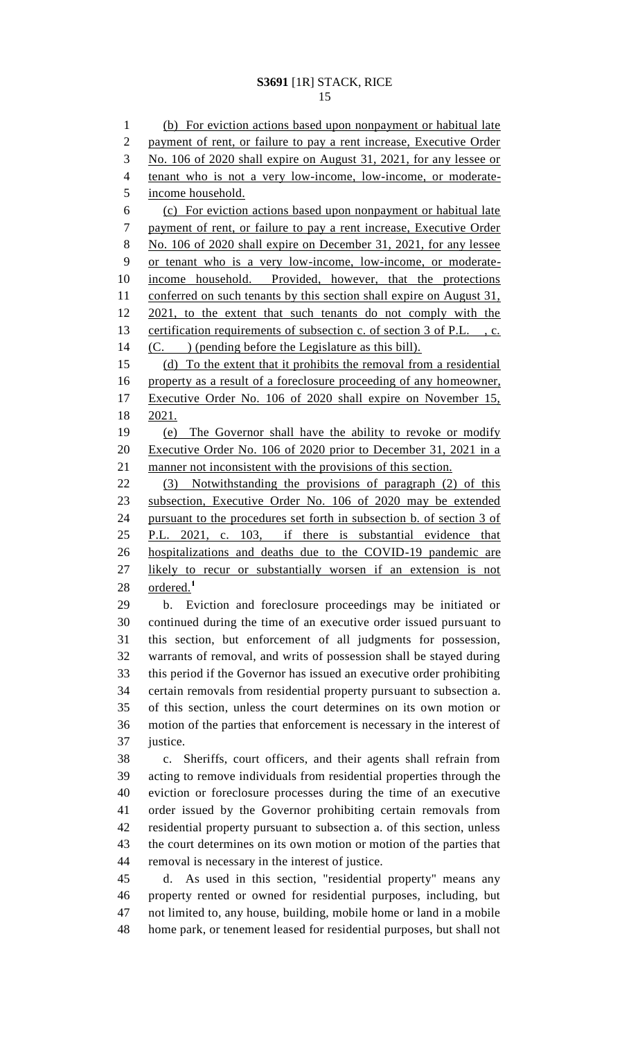(b) For eviction actions based upon nonpayment or habitual late payment of rent, or failure to pay a rent increase, Executive Order No. 106 of 2020 shall expire on August 31, 2021, for any lessee or tenant who is not a very low-income, low-income, or moderate-income household.

(c) For eviction actions based upon nonpayment or habitual late payment of rent, or failure to pay a rent increase, Executive Order No. 106 of 2020 shall expire on December 31, 2021, for any lessee or tenant who is a very low-income, low-income, or moderate-income household. Provided, however, that the protections conferred on such tenants by this section shall expire on August 31, 2021, to the extent that such tenants do not comply with the certification requirements of subsection c. of section 3 of P.L. , c. (C. ) (pending before the Legislature as this bill).

(d) To the extent that it prohibits the removal from a residential property as a result of a foreclosure proceeding of any homeowner, Executive Order No. 106 of 2020 shall expire on November 15, 2021.

(e) The Governor shall have the ability to revoke or modify Executive Order No. 106 of 2020 prior to December 31, 2021 in a manner not inconsistent with the provisions of this section.

(3) Notwithstanding the provisions of paragraph (2) of this subsection, Executive Order No. 106 of 2020 may be extended pursuant to the procedures set forth in subsection b. of section 3 of P.L. 2021, c. 103, if there is substantial evidence that hospitalizations and deaths due to the COVID-19 pandemic are likely to recur or substantially worsen if an extension is not ordered.[1]

b. Eviction and foreclosure proceedings may be initiated or continued during the time of an executive order issued pursuant to this section, but enforcement of all judgments for possession, warrants of removal, and writs of possession shall be stayed during this period if the Governor has issued an executive order prohibiting certain removals from residential property pursuant to subsection a. of this section, unless the court determines on its own motion or motion of the parties that enforcement is necessary in the interest of justice.

c. Sheriffs, court officers, and their agents shall refrain from acting to remove individuals from residential properties through the eviction or foreclosure processes during the time of an executive order issued by the Governor prohibiting certain removals from residential property pursuant to subsection a. of this section, unless the court determines on its own motion or motion of the parties that removal is necessary in the interest of justice.

d. As used in this section, "residential property" means any property rented or owned for residential purposes, including, but not limited to, any house, building, mobile home or land in a mobile home park, or tenement leased for residential purposes, but shall not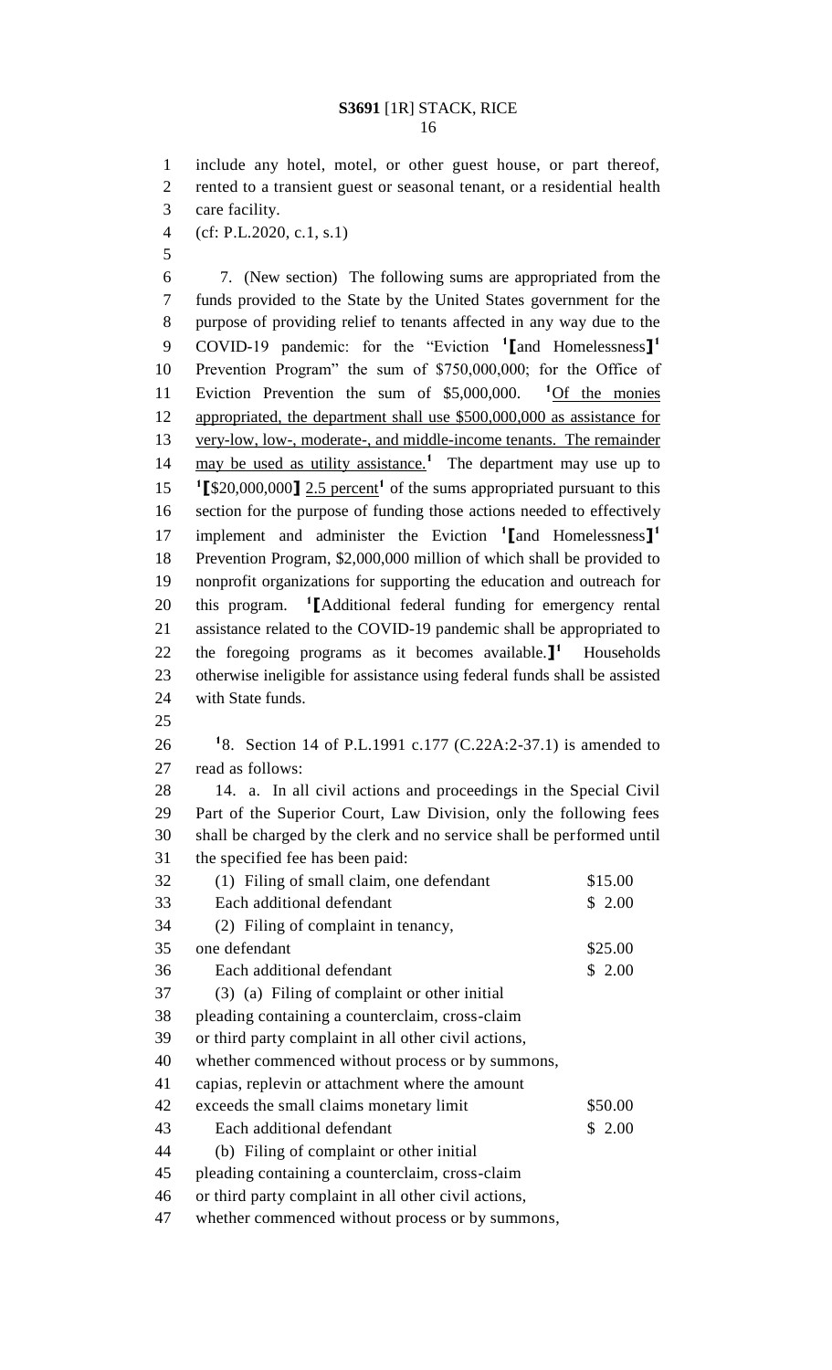include any hotel, motel, or other guest house, or part thereof, rented to a transient guest or seasonal tenant, or a residential health care facility.

(cf: P.L.2020, c.1, s.1)

7. (New section) The following sums are appropriated from the funds provided to the State by the United States government for the purpose of providing relief to tenants affected in any way due to the COVID-19 pandemic: for the "Eviction [1]⟦and Homelessness⟧[1] Prevention Program" the sum of $750,000,000; for the Office of Eviction Prevention the sum of $5,000,000. [1]Of the monies appropriated, the department shall use $500,000,000 as assistance for very-low, low-, moderate-, and middle-income tenants. The remainder may be used as utility assistance.[1] The department may use up to [1]⟦$20,000,000⟧ 2.5 percent[1] of the sums appropriated pursuant to this section for the purpose of funding those actions needed to effectively implement and administer the Eviction [1]⟦and Homelessness⟧[1] Prevention Program, $2,000,000 million of which shall be provided to nonprofit organizations for supporting the education and outreach for this program. [1]⟦Additional federal funding for emergency rental assistance related to the COVID-19 pandemic shall be appropriated to the foregoing programs as it becomes available.⟧[1] Households otherwise ineligible for assistance using federal funds shall be assisted with State funds.

[1]8. Section 14 of P.L.1991 c.177 (C.22A:2-37.1) is amended to read as follows:

14. a. In all civil actions and proceedings in the Special Civil Part of the Superior Court, Law Division, only the following fees shall be charged by the clerk and no service shall be performed until the specified fee has been paid:

| | |
|---|---|
| (1) Filing of small claim, one defendant | $15.00 |
| Each additional defendant | $ 2.00 |
| (2) Filing of complaint in tenancy, one defendant | $25.00 |
| Each additional defendant | $ 2.00 |
| (3) (a) Filing of complaint or other initial pleading containing a counterclaim, cross-claim or third party complaint in all other civil actions, whether commenced without process or by summons, capias, replevin or attachment where the amount exceeds the small claims monetary limit | $50.00 |
| Each additional defendant | $ 2.00 |

(b) Filing of complaint or other initial pleading containing a counterclaim, cross-claim or third party complaint in all other civil actions, whether commenced without process or by summons,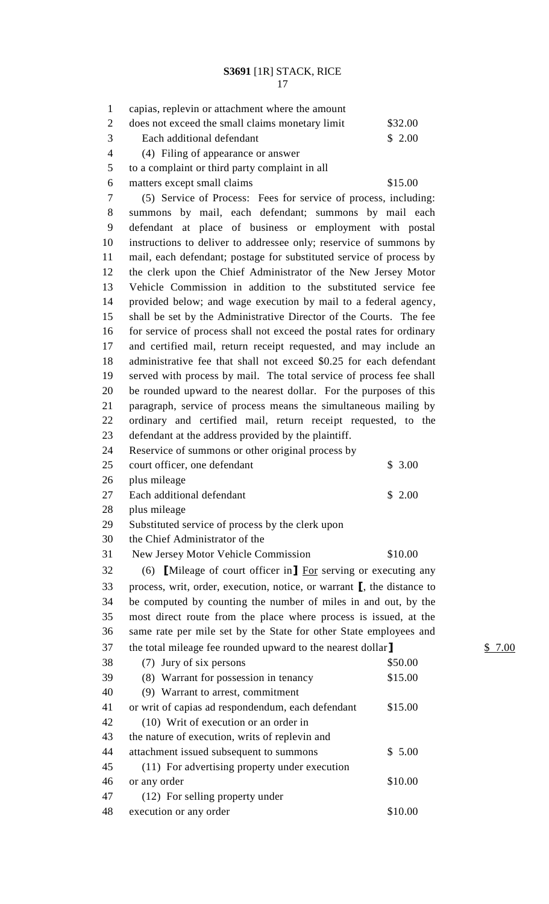capias, replevin or attachment where the amount does not exceed the small claims monetary limit $32.00

Each additional defendant $ 2.00

(4) Filing of appearance or answer to a complaint or third party complaint in all matters except small claims $15.00

(5) Service of Process: Fees for service of process, including: summons by mail, each defendant; summons by mail each defendant at place of business or employment with postal instructions to deliver to addressee only; reservice of summons by mail, each defendant; postage for substituted service of process by the clerk upon the Chief Administrator of the New Jersey Motor Vehicle Commission in addition to the substituted service fee provided below; and wage execution by mail to a federal agency, shall be set by the Administrative Director of the Courts. The fee for service of process shall not exceed the postal rates for ordinary and certified mail, return receipt requested, and may include an administrative fee that shall not exceed $0.25 for each defendant served with process by mail. The total service of process fee shall be rounded upward to the nearest dollar. For the purposes of this paragraph, service of process means the simultaneous mailing by ordinary and certified mail, return receipt requested, to the defendant at the address provided by the plaintiff.

Reservice of summons or other original process by court officer, one defendant $ 3.00
plus mileage

Each additional defendant $ 2.00
plus mileage

Substituted service of process by the clerk upon the Chief Administrator of the New Jersey Motor Vehicle Commission $10.00

(6) [Mileage of court officer in] For serving or executing any process, writ, order, execution, notice, or warrant [, the distance to be computed by counting the number of miles in and out, by the most direct route from the place where process is issued, at the same rate per mile set by the State for other State employees and the total mileage fee rounded upward to the nearest dollar] $ 7.00

(7) Jury of six persons $50.00

(8) Warrant for possession in tenancy $15.00

(9) Warrant to arrest, commitment or writ of capias ad respondendum, each defendant $15.00

(10) Writ of execution or an order in the nature of execution, writs of replevin and attachment issued subsequent to summons $ 5.00

(11) For advertising property under execution or any order $10.00

(12) For selling property under execution or any order $10.00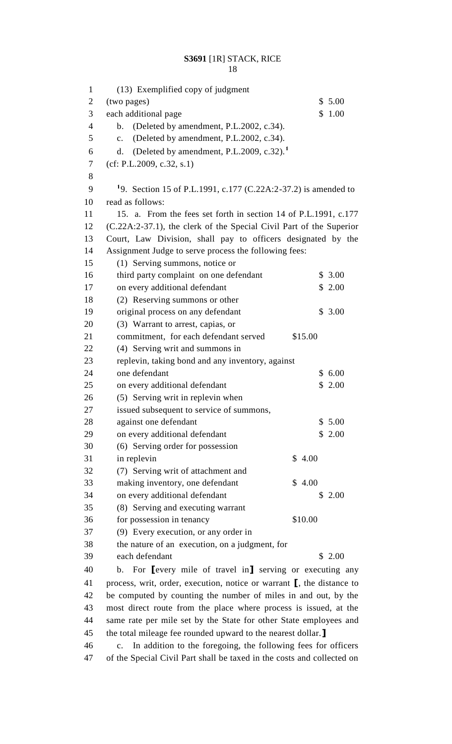(13) Exemplified copy of judgment
(two pages) $ 5.00
each additional page $ 1.00

b. (Deleted by amendment, P.L.2002, c.34).

c. (Deleted by amendment, P.L.2002, c.34).

d. (Deleted by amendment, P.L.2009, c.32).[1]

(cf: P.L.2009, c.32, s.1)

[1]9. Section 15 of P.L.1991, c.177 (C.22A:2-37.2) is amended to read as follows:

15. a. From the fees set forth in section 14 of P.L.1991, c.177 (C.22A:2-37.1), the clerk of the Special Civil Part of the Superior Court, Law Division, shall pay to officers designated by the Assignment Judge to serve process the following fees:

(1) Serving summons, notice or third party complaint on one defendant $ 3.00
on every additional defendant $ 2.00

(2) Reserving summons or other original process on any defendant $ 3.00

(3) Warrant to arrest, capias, or commitment, for each defendant served $15.00

(4) Serving writ and summons in replevin, taking bond and any inventory, against one defendant $ 6.00
on every additional defendant $ 2.00

(5) Serving writ in replevin when issued subsequent to service of summons, against one defendant $ 5.00
on every additional defendant $ 2.00

(6) Serving order for possession in replevin $ 4.00

(7) Serving writ of attachment and making inventory, one defendant $ 4.00
on every additional defendant $ 2.00

(8) Serving and executing warrant for possession in tenancy $10.00

(9) Every execution, or any order in the nature of an execution, on a judgment, for each defendant $ 2.00

b. For ⟦every mile of travel in⟧ serving or executing any process, writ, order, execution, notice or warrant ⟦, the distance to be computed by counting the number of miles in and out, by the most direct route from the place where process is issued, at the same rate per mile set by the State for other State employees and the total mileage fee rounded upward to the nearest dollar.⟧

c. In addition to the foregoing, the following fees for officers of the Special Civil Part shall be taxed in the costs and collected on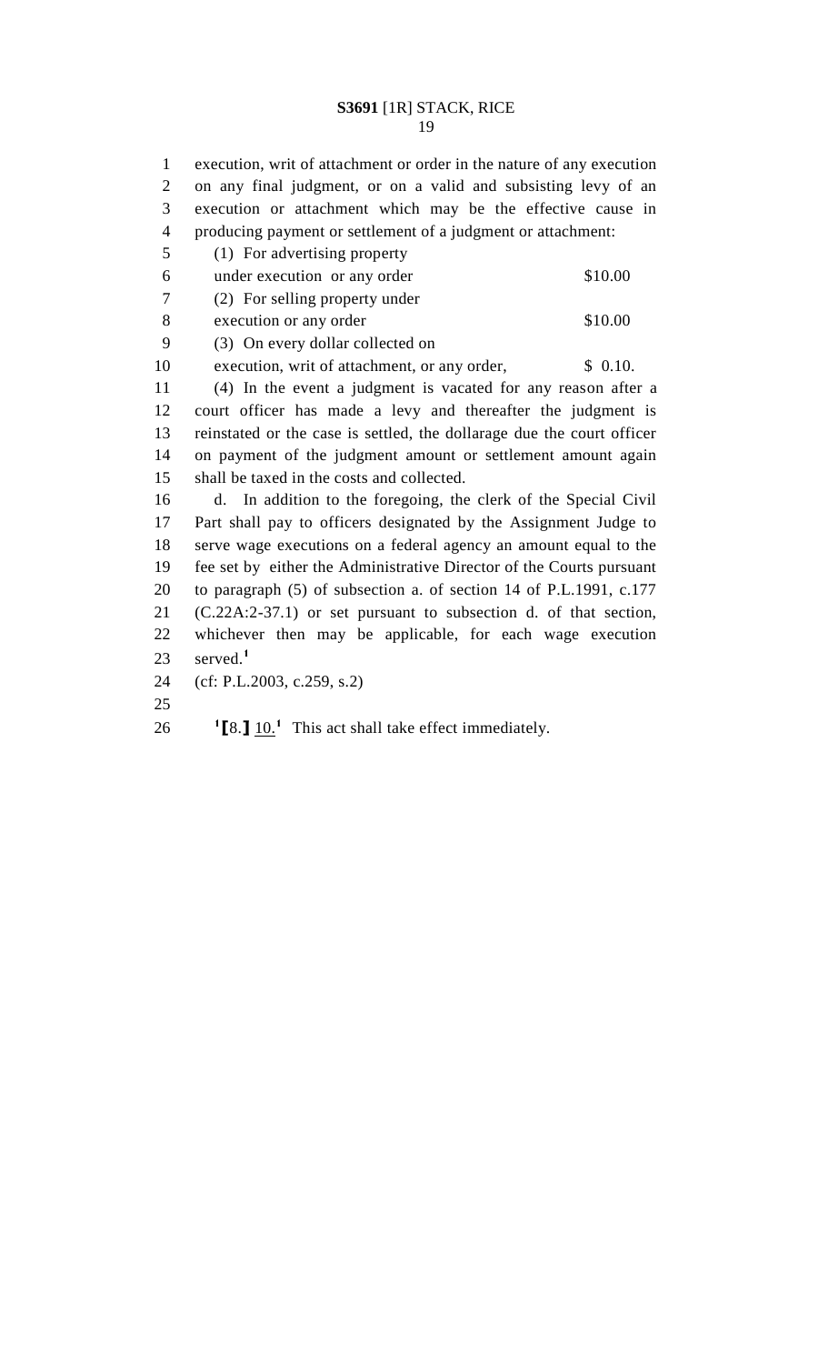execution, writ of attachment or order in the nature of any execution on any final judgment, or on a valid and subsisting levy of an execution or attachment which may be the effective cause in producing payment or settlement of a judgment or attachment:

| | |
|---|---|
| (1) For advertising property under execution or any order | $10.00 |
| (2) For selling property under execution or any order | $10.00 |
| (3) On every dollar collected on execution, writ of attachment, or any order, | $ 0.10. |

(4) In the event a judgment is vacated for any reason after a court officer has made a levy and thereafter the judgment is reinstated or the case is settled, the dollarage due the court officer on payment of the judgment amount or settlement amount again shall be taxed in the costs and collected.

d. In addition to the foregoing, the clerk of the Special Civil Part shall pay to officers designated by the Assignment Judge to serve wage executions on a federal agency an amount equal to the fee set by either the Administrative Director of the Courts pursuant to paragraph (5) of subsection a. of section 14 of P.L.1991, c.177 (C.22A:2-37.1) or set pursuant to subsection d. of that section, whichever then may be applicable, for each wage execution served.[1]

(cf: P.L.2003, c.259, s.2)

[1]**[**8.**]** 10.[1] This act shall take effect immediately.